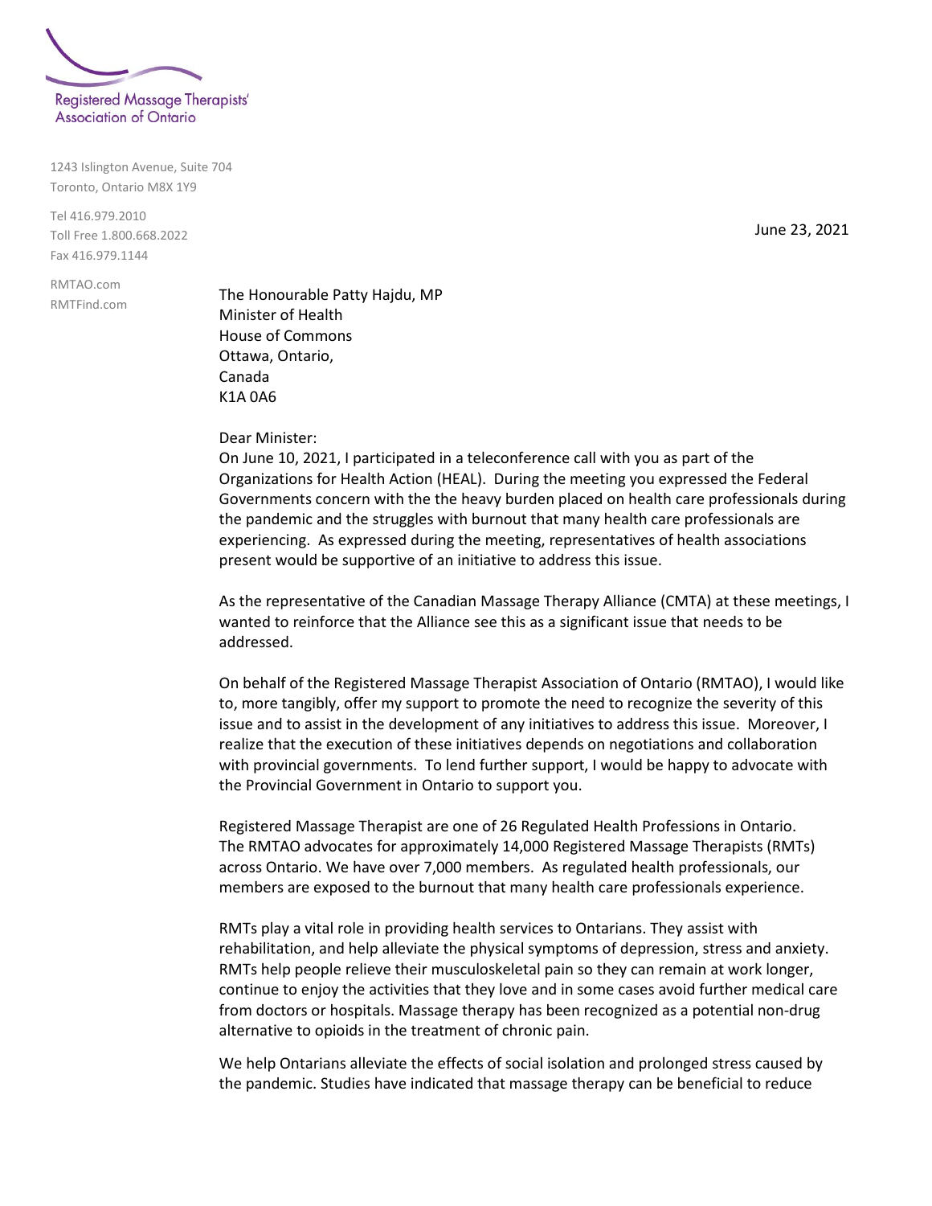Registered Massage Therapists' Association of Ontario

1243 Islington Avenue, Suite 704
Toronto, Ontario M8X 1Y9

Tel 416.979.2010
Toll Free 1.800.668.2022
Fax 416.979.1144

RMTAO.com
RMTFind.com

June 23, 2021

The Honourable Patty Hajdu, MP
Minister of Health
House of Commons
Ottawa, Ontario,
Canada
K1A 0A6

Dear Minister:

On June 10, 2021, I participated in a teleconference call with you as part of the Organizations for Health Action (HEAL). During the meeting you expressed the Federal Governments concern with the the heavy burden placed on health care professionals during the pandemic and the struggles with burnout that many health care professionals are experiencing. As expressed during the meeting, representatives of health associations present would be supportive of an initiative to address this issue.

As the representative of the Canadian Massage Therapy Alliance (CMTA) at these meetings, I wanted to reinforce that the Alliance see this as a significant issue that needs to be addressed.

On behalf of the Registered Massage Therapist Association of Ontario (RMTAO), I would like to, more tangibly, offer my support to promote the need to recognize the severity of this issue and to assist in the development of any initiatives to address this issue. Moreover, I realize that the execution of these initiatives depends on negotiations and collaboration with provincial governments. To lend further support, I would be happy to advocate with the Provincial Government in Ontario to support you.

Registered Massage Therapist are one of 26 Regulated Health Professions in Ontario. The RMTAO advocates for approximately 14,000 Registered Massage Therapists (RMTs) across Ontario. We have over 7,000 members. As regulated health professionals, our members are exposed to the burnout that many health care professionals experience.

RMTs play a vital role in providing health services to Ontarians. They assist with rehabilitation, and help alleviate the physical symptoms of depression, stress and anxiety. RMTs help people relieve their musculoskeletal pain so they can remain at work longer, continue to enjoy the activities that they love and in some cases avoid further medical care from doctors or hospitals. Massage therapy has been recognized as a potential non-drug alternative to opioids in the treatment of chronic pain.

We help Ontarians alleviate the effects of social isolation and prolonged stress caused by the pandemic. Studies have indicated that massage therapy can be beneficial to reduce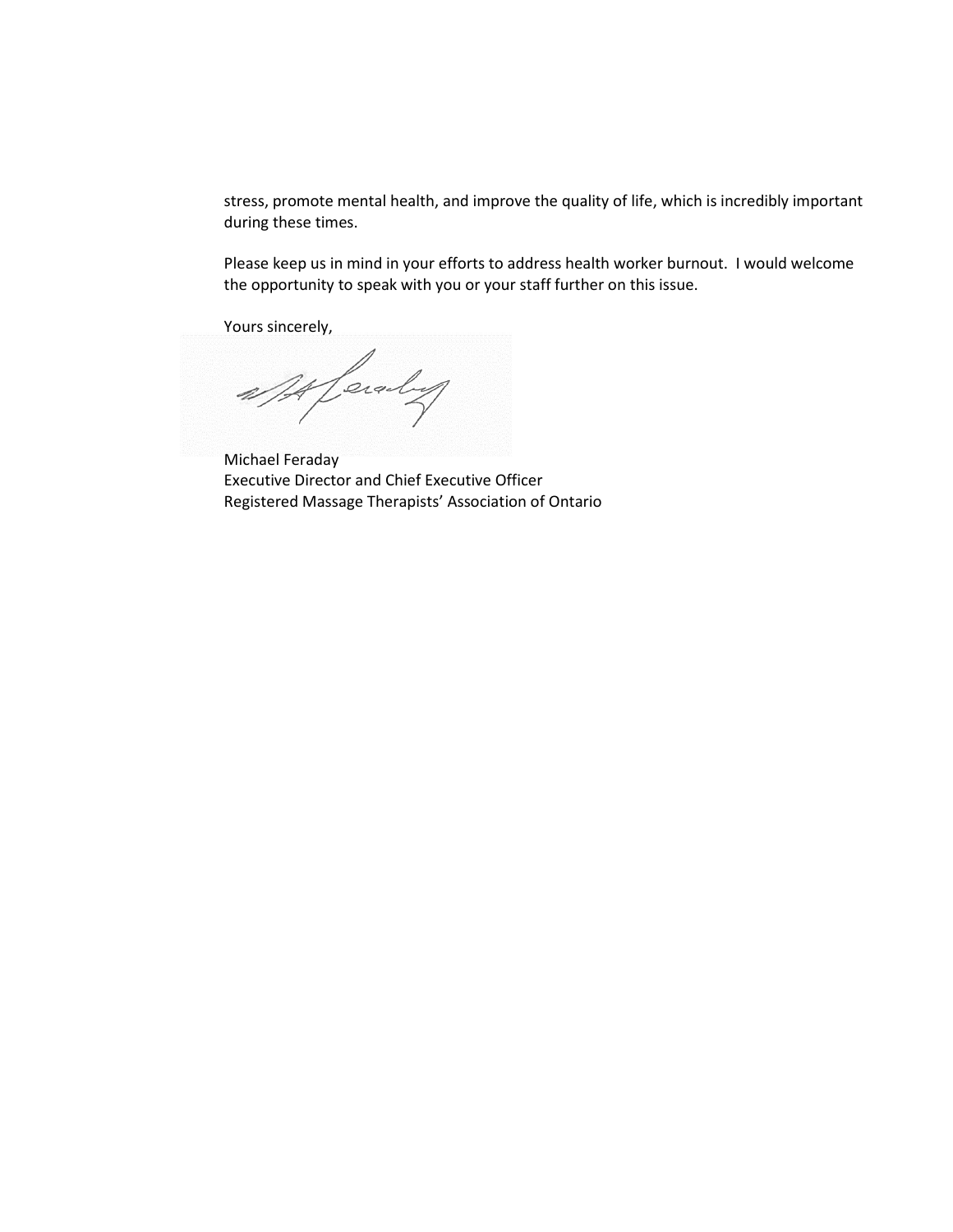stress, promote mental health, and improve the quality of life, which is incredibly important during these times.

Please keep us in mind in your efforts to address health worker burnout. I would welcome the opportunity to speak with you or your staff further on this issue.

Yours sincerely,

Michael Feraday  
Executive Director and Chief Executive Officer  
Registered Massage Therapists' Association of Ontario